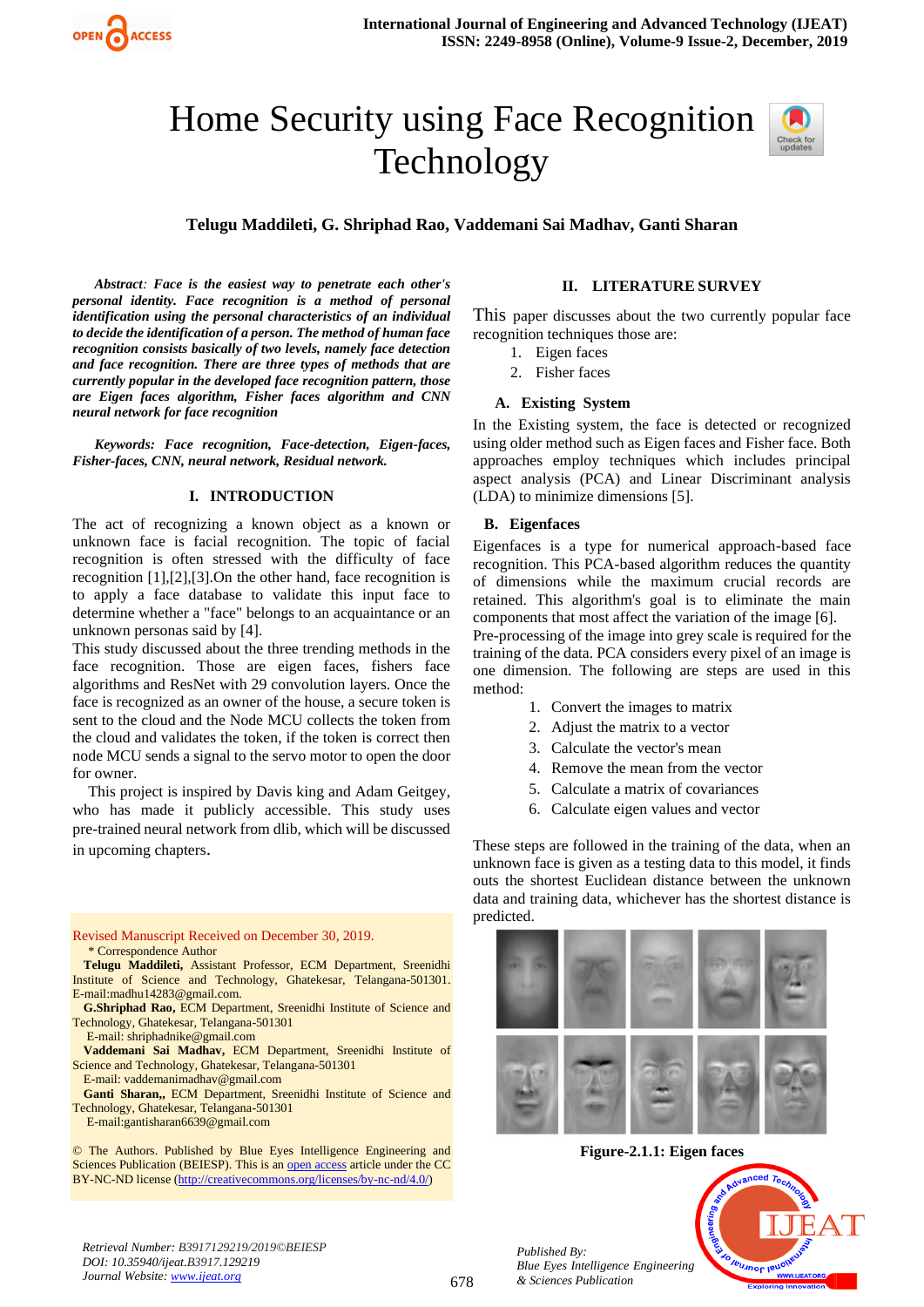# Home Security using Face Recognition Technology

**Telugu Maddileti, G. Shriphad Rao, Vaddemani Sai Madhav, Ganti Sharan**

***Abstract:*** ***Face is the easiest way to penetrate each other's personal identity. Face recognition is a method of personal identification using the personal characteristics of an individual to decide the identification of a person. The method of human face recognition consists basically of two levels, namely face detection and face recognition. There are three types of methods that are currently popular in the developed face recognition pattern, those are Eigen faces algorithm, Fisher faces algorithm and CNN neural network for face recognition***

***Keywords:*** ***Face recognition, Face-detection, Eigen-faces, Fisher-faces, CNN, neural network, Residual network.***

## I. INTRODUCTION

The act of recognizing a known object as a known or unknown face is facial recognition. The topic of facial recognition is often stressed with the difficulty of face recognition [1],[2],[3].On the other hand, face recognition is to apply a face database to validate this input face to determine whether a "face" belongs to an acquaintance or an unknown personas said by [4].

This study discussed about the three trending methods in the face recognition. Those are eigen faces, fishers face algorithms and ResNet with 29 convolution layers. Once the face is recognized as an owner of the house, a secure token is sent to the cloud and the Node MCU collects the token from the cloud and validates the token, if the token is correct then node MCU sends a signal to the servo motor to open the door for owner.

This project is inspired by Davis king and Adam Geitgey, who has made it publicly accessible. This study uses pre-trained neural network from dlib, which will be discussed in upcoming chapters.

Revised Manuscript Received on December 30, 2019.

\* Correspondence Author

**Telugu Maddileti,** Assistant Professor, ECM Department, Sreenidhi Institute of Science and Technology, Ghatekesar, Telangana-501301. E-mail:madhu14283@gmail.com.

**G.Shriphad Rao,** ECM Department, Sreenidhi Institute of Science and Technology, Ghatekesar, Telangana-501301
E-mail: shriphadnike@gmail.com

**Vaddemani Sai Madhav,** ECM Department, Sreenidhi Institute of Science and Technology, Ghatekesar, Telangana-501301
E-mail: vaddemanimadhav@gmail.com

**Ganti Sharan,,** ECM Department, Sreenidhi Institute of Science and Technology, Ghatekesar, Telangana-501301
E-mail:gantisharan6639@gmail.com

© The Authors. Published by Blue Eyes Intelligence Engineering and Sciences Publication (BEIESP). This is an open access article under the CC BY-NC-ND license (http://creativecommons.org/licenses/by-nc-nd/4.0/)

## II. LITERATURE SURVEY

This paper discusses about the two currently popular face recognition techniques those are:

1. Eigen faces
2. Fisher faces

### A. Existing System

In the Existing system, the face is detected or recognized using older method such as Eigen faces and Fisher face. Both approaches employ techniques which includes principal aspect analysis (PCA) and Linear Discriminant analysis (LDA) to minimize dimensions [5].

### B. Eigenfaces

Eigenfaces is a type for numerical approach-based face recognition. This PCA-based algorithm reduces the quantity of dimensions while the maximum crucial records are retained. This algorithm's goal is to eliminate the main components that most affect the variation of the image [6].

Pre-processing of the image into grey scale is required for the training of the data. PCA considers every pixel of an image is one dimension. The following are steps are used in this method:

1. Convert the images to matrix
2. Adjust the matrix to a vector
3. Calculate the vector's mean
4. Remove the mean from the vector
5. Calculate a matrix of covariances
6. Calculate eigen values and vector

These steps are followed in the training of the data, when an unknown face is given as a testing data to this model, it finds outs the shortest Euclidean distance between the unknown data and training data, whichever has the shortest distance is predicted.

**Figure-2.1.1: Eigen faces**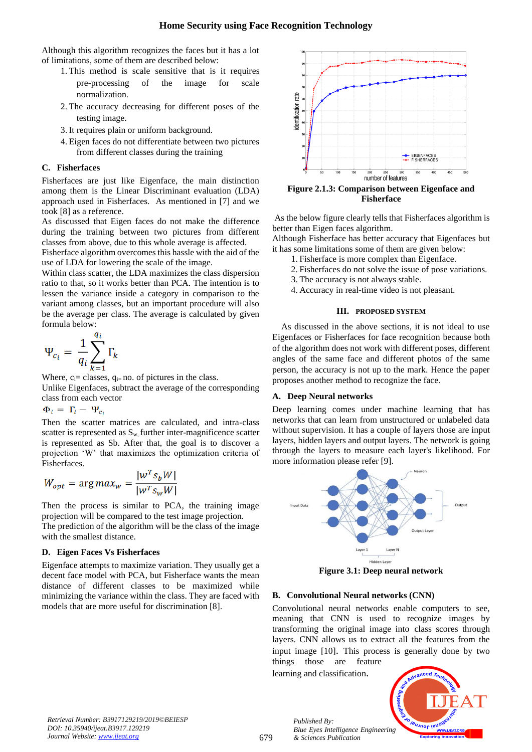Although this algorithm recognizes the faces but it has a lot of limitations, some of them are described below:

1. This method is scale sensitive that is it requires pre-processing of the image for scale normalization.
2. The accuracy decreasing for different poses of the testing image.
3. It requires plain or uniform background.
4. Eigen faces do not differentiate between two pictures from different classes during the training

### C. Fisherfaces

Fisherfaces are just like Eigenface, the main distinction among them is the Linear Discriminant evaluation (LDA) approach used in Fisherfaces. As mentioned in [7] and we took [8] as a reference.

As discussed that Eigen faces do not make the difference during the training between two pictures from different classes from above, due to this whole average is affected.

Fisherface algorithm overcomes this hassle with the aid of the use of LDA for lowering the scale of the image.

Within class scatter, the LDA maximizes the class dispersion ratio to that, so it works better than PCA. The intention is to lessen the variance inside a category in comparison to the variant among classes, but an important procedure will also be the average per class. The average is calculated by given formula below:

$$\Psi_{c_i} = \frac{1}{q_i}\sum_{k=1}^{q_i}\Gamma_k$$

Where, $c_i$= classes, $q_i$= no. of pictures in the class.

Unlike Eigenfaces, subtract the average of the corresponding class from each vector

$$\Phi_i = \Gamma_i - \Psi_{c_i}$$

Then the scatter matrices are calculated, and intra-class scatter is represented as $S_w$, further inter-magnificence scatter is represented as Sb. After that, the goal is to discover a projection 'W' that maximizes the optimization criteria of Fisherfaces.

$$W_{opt} = \arg max_w = \frac{|w^T s_b W|}{|w^T s_w W|}$$

Then the process is similar to PCA, the training image projection will be compared to the test image projection.

The prediction of the algorithm will be the class of the image with the smallest distance.

### D. Eigen Faces Vs Fisherfaces

Eigenface attempts to maximize variation. They usually get a decent face model with PCA, but Fisherface wants the mean distance of different classes to be maximized while minimizing the variance within the class. They are faced with models that are more useful for discrimination [8].

**Figure 2.1.3: Comparison between Eigenface and Fisherface**

As the below figure clearly tells that Fisherfaces algorithm is better than Eigen faces algorithm.

Although Fisherface has better accuracy that Eigenfaces but it has some limitations some of them are given below:

1. Fisherface is more complex than Eigenface.
2. Fisherfaces do not solve the issue of pose variations.
3. The accuracy is not always stable.
4. Accuracy in real-time video is not pleasant.

## III. PROPOSED SYSTEM

As discussed in the above sections, it is not ideal to use Eigenfaces or Fisherfaces for face recognition because both of the algorithm does not work with different poses, different angles of the same face and different photos of the same person, the accuracy is not up to the mark. Hence the paper proposes another method to recognize the face.

### A. Deep Neural networks

Deep learning comes under machine learning that has networks that can learn from unstructured or unlabeled data without supervision. It has a couple of layers those are input layers, hidden layers and output layers. The network is going through the layers to measure each layer's likelihood. For more information please refer [9].

**Figure 3.1: Deep neural network**

### B. Convolutional Neural networks (CNN)

Convolutional neural networks enable computers to see, meaning that CNN is used to recognize images by transforming the original image into class scores through layers. CNN allows us to extract all the features from the input image [10]. This process is generally done by two things those are feature learning and classification.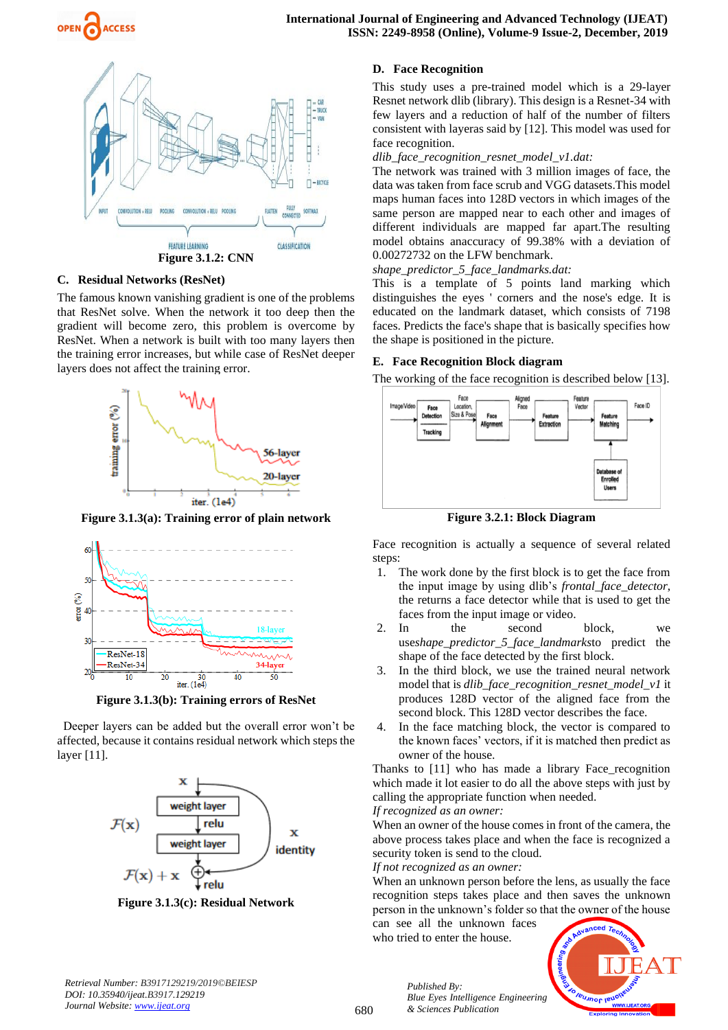Figure 3.1.2: CNN

### C. Residual Networks (ResNet)

The famous known vanishing gradient is one of the problems that ResNet solve. When the network it too deep then the gradient will become zero, this problem is overcome by ResNet. When a network is built with too many layers then the training error increases, but while case of ResNet deeper layers does not affect the training error.

Figure 3.1.3(a): Training error of plain network

Figure 3.1.3(b): Training errors of ResNet

Deeper layers can be added but the overall error won't be affected, because it contains residual network which steps the layer [11].

Figure 3.1.3(c): Residual Network

### D. Face Recognition

This study uses a pre-trained model which is a 29-layer Resnet network dlib (library). This design is a Resnet-34 with few layers and a reduction of half of the number of filters consistent with layeras said by [12]. This model was used for face recognition.

*dlib_face_recognition_resnet_model_v1.dat:*

The network was trained with 3 million images of face, the data was taken from face scrub and VGG datasets.This model maps human faces into 128D vectors in which images of the same person are mapped near to each other and images of different individuals are mapped far apart.The resulting model obtains anaccuracy of 99.38% with a deviation of 0.00272732 on the LFW benchmark.

*shape_predictor_5_face_landmarks.dat:*

This is a template of 5 points land marking which distinguishes the eyes ' corners and the nose's edge. It is educated on the landmark dataset, which consists of 7198 faces. Predicts the face's shape that is basically specifies how the shape is positioned in the picture.

### E. Face Recognition Block diagram

The working of the face recognition is described below [13].

Figure 3.2.1: Block Diagram

Face recognition is actually a sequence of several related steps:

1. The work done by the first block is to get the face from the input image by using dlib's *frontal_face_detector*, the returns a face detector while that is used to get the faces from the input image or video.
2. In the second block, we useshape_predictor_5_face_landmarksto predict the shape of the face detected by the first block.
3. In the third block, we use the trained neural network model that is *dlib_face_recognition_resnet_model_v1* it produces 128D vector of the aligned face from the second block. This 128D vector describes the face.
4. In the face matching block, the vector is compared to the known faces' vectors, if it is matched then predict as owner of the house.

Thanks to [11] who has made a library Face_recognition which made it lot easier to do all the above steps with just by calling the appropriate function when needed.

*If recognized as an owner:*

When an owner of the house comes in front of the camera, the above process takes place and when the face is recognized a security token is send to the cloud.

*If not recognized as an owner:*

When an unknown person before the lens, as usually the face recognition steps takes place and then saves the unknown person in the unknown's folder so that the owner of the house can see all the unknown faces who tried to enter the house.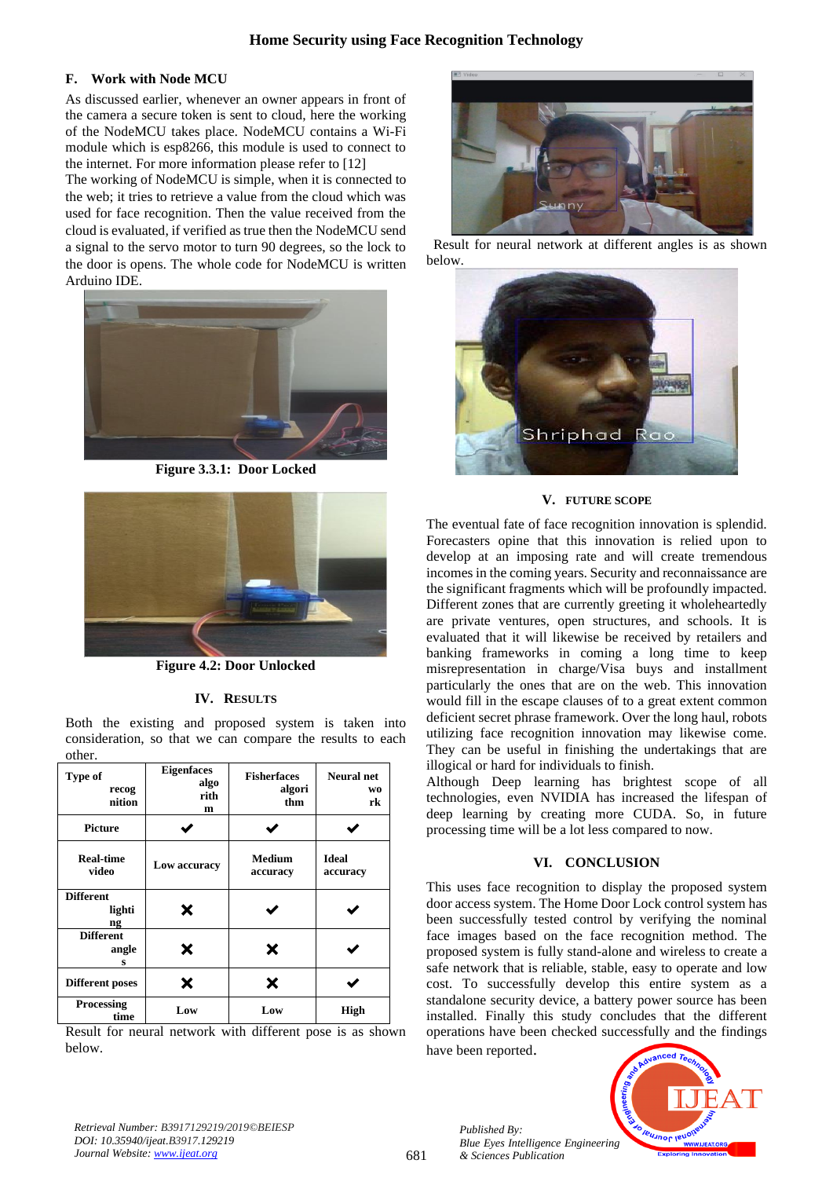### F. Work with Node MCU

As discussed earlier, whenever an owner appears in front of the camera a secure token is sent to cloud, here the working of the NodeMCU takes place. NodeMCU contains a Wi-Fi module which is esp8266, this module is used to connect to the internet. For more information please refer to [12]

The working of NodeMCU is simple, when it is connected to the web; it tries to retrieve a value from the cloud which was used for face recognition. Then the value received from the cloud is evaluated, if verified as true then the NodeMCU send a signal to the servo motor to turn 90 degrees, so the lock to the door is opens. The whole code for NodeMCU is written Arduino IDE.

**Figure 3.3.1: Door Locked**

**Figure 4.2: Door Unlocked**

## IV. RESULTS

Both the existing and proposed system is taken into consideration, so that we can compare the results to each other.

| Type of recognition | Eigenfaces algorithm | Fisherfaces algorithm | Neural network |
|---|---|---|---|
| Picture | ✔ | ✔ | ✔ |
| Real-time video | Low accuracy | Medium accuracy | Ideal accuracy |
| Different lighting | ✖ | ✔ | ✔ |
| Different angles | ✖ | ✖ | ✔ |
| Different poses | ✖ | ✖ | ✔ |
| Processing time | Low | Low | High |

Result for neural network with different pose is as shown below.

Result for neural network at different angles is as shown below.

## V. FUTURE SCOPE

The eventual fate of face recognition innovation is splendid. Forecasters opine that this innovation is relied upon to develop at an imposing rate and will create tremendous incomes in the coming years. Security and reconnaissance are the significant fragments which will be profoundly impacted. Different zones that are currently greeting it wholeheartedly are private ventures, open structures, and schools. It is evaluated that it will likewise be received by retailers and banking frameworks in coming a long time to keep misrepresentation in charge/Visa buys and installment particularly the ones that are on the web. This innovation would fill in the escape clauses of to a great extent common deficient secret phrase framework. Over the long haul, robots utilizing face recognition innovation may likewise come. They can be useful in finishing the undertakings that are illogical or hard for individuals to finish.

Although Deep learning has brightest scope of all technologies, even NVIDIA has increased the lifespan of deep learning by creating more CUDA. So, in future processing time will be a lot less compared to now.

## VI. CONCLUSION

This uses face recognition to display the proposed system door access system. The Home Door Lock control system has been successfully tested control by verifying the nominal face images based on the face recognition method. The proposed system is fully stand-alone and wireless to create a safe network that is reliable, stable, easy to operate and low cost. To successfully develop this entire system as a standalone security device, a battery power source has been installed. Finally this study concludes that the different operations have been checked successfully and the findings have been reported.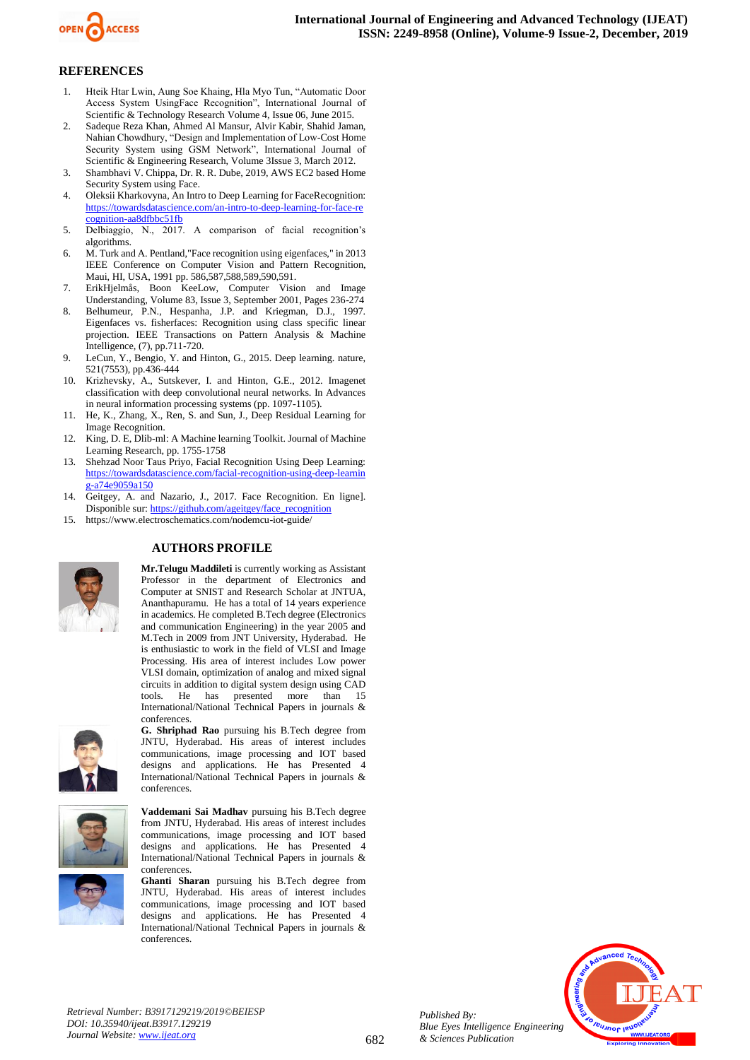## REFERENCES

1. Hteik Htar Lwin, Aung Soe Khaing, Hla Myo Tun, “Automatic Door Access System UsingFace Recognition”, International Journal of Scientific & Technology Research Volume 4, Issue 06, June 2015.
2. Sadeque Reza Khan, Ahmed Al Mansur, Alvir Kabir, Shahid Jaman, Nahian Chowdhury, “Design and Implementation of Low-Cost Home Security System using GSM Network”, International Journal of Scientific & Engineering Research, Volume 3Issue 3, March 2012.
3. Shambhavi V. Chippa, Dr. R. R. Dube, 2019, AWS EC2 based Home Security System using Face.
4. Oleksii Kharkovyna, An Intro to Deep Learning for FaceRecognition: https://towardsdatascience.com/an-intro-to-deep-learning-for-face-recognition-aa8dfbbc51fb
5. Delbiaggio, N., 2017. A comparison of facial recognition’s algorithms.
6. M. Turk and A. Pentland,"Face recognition using eigenfaces," in 2013 IEEE Conference on Computer Vision and Pattern Recognition, Maui, HI, USA, 1991 pp. 586,587,588,589,590,591.
7. ErikHjelmås, Boon KeeLow, Computer Vision and Image Understanding, Volume 83, Issue 3, September 2001, Pages 236-274
8. Belhumeur, P.N., Hespanha, J.P. and Kriegman, D.J., 1997. Eigenfaces vs. fisherfaces: Recognition using class specific linear projection. IEEE Transactions on Pattern Analysis & Machine Intelligence, (7), pp.711-720.
9. LeCun, Y., Bengio, Y. and Hinton, G., 2015. Deep learning. nature, 521(7553), pp.436-444
10. Krizhevsky, A., Sutskever, I. and Hinton, G.E., 2012. Imagenet classification with deep convolutional neural networks. In Advances in neural information processing systems (pp. 1097-1105).
11. He, K., Zhang, X., Ren, S. and Sun, J., Deep Residual Learning for Image Recognition.
12. King, D. E, Dlib-ml: A Machine learning Toolkit. Journal of Machine Learning Research, pp. 1755-1758
13. Shehzad Noor Taus Priyo, Facial Recognition Using Deep Learning: https://towardsdatascience.com/facial-recognition-using-deep-learning-a74e9059a150
14. Geitgey, A. and Nazario, J., 2017. Face Recognition. En ligne]. Disponible sur: https://github.com/ageitgey/face_recognition
15. https://www.electroschematics.com/nodemcu-iot-guide/

## AUTHORS PROFILE

**Mr.Telugu Maddileti** is currently working as Assistant Professor in the department of Electronics and Computer at SNIST and Research Scholar at JNTUA, Ananthapuramu. He has a total of 14 years experience in academics. He completed B.Tech degree (Electronics and communication Engineering) in the year 2005 and M.Tech in 2009 from JNT University, Hyderabad. He is enthusiastic to work in the field of VLSI and Image Processing. His area of interest includes Low power VLSI domain, optimization of analog and mixed signal circuits in addition to digital system design using CAD tools. He has presented more than 15 International/National Technical Papers in journals & conferences.

**G. Shriphad Rao** pursuing his B.Tech degree from JNTU, Hyderabad. His areas of interest includes communications, image processing and IOT based designs and applications. He has Presented 4 International/National Technical Papers in journals & conferences.

**Vaddemani Sai Madhav** pursuing his B.Tech degree from JNTU, Hyderabad. His areas of interest includes communications, image processing and IOT based designs and applications. He has Presented 4 International/National Technical Papers in journals & conferences.

**Ghanti Sharan** pursuing his B.Tech degree from JNTU, Hyderabad. His areas of interest includes communications, image processing and IOT based designs and applications. He has Presented 4 International/National Technical Papers in journals & conferences.